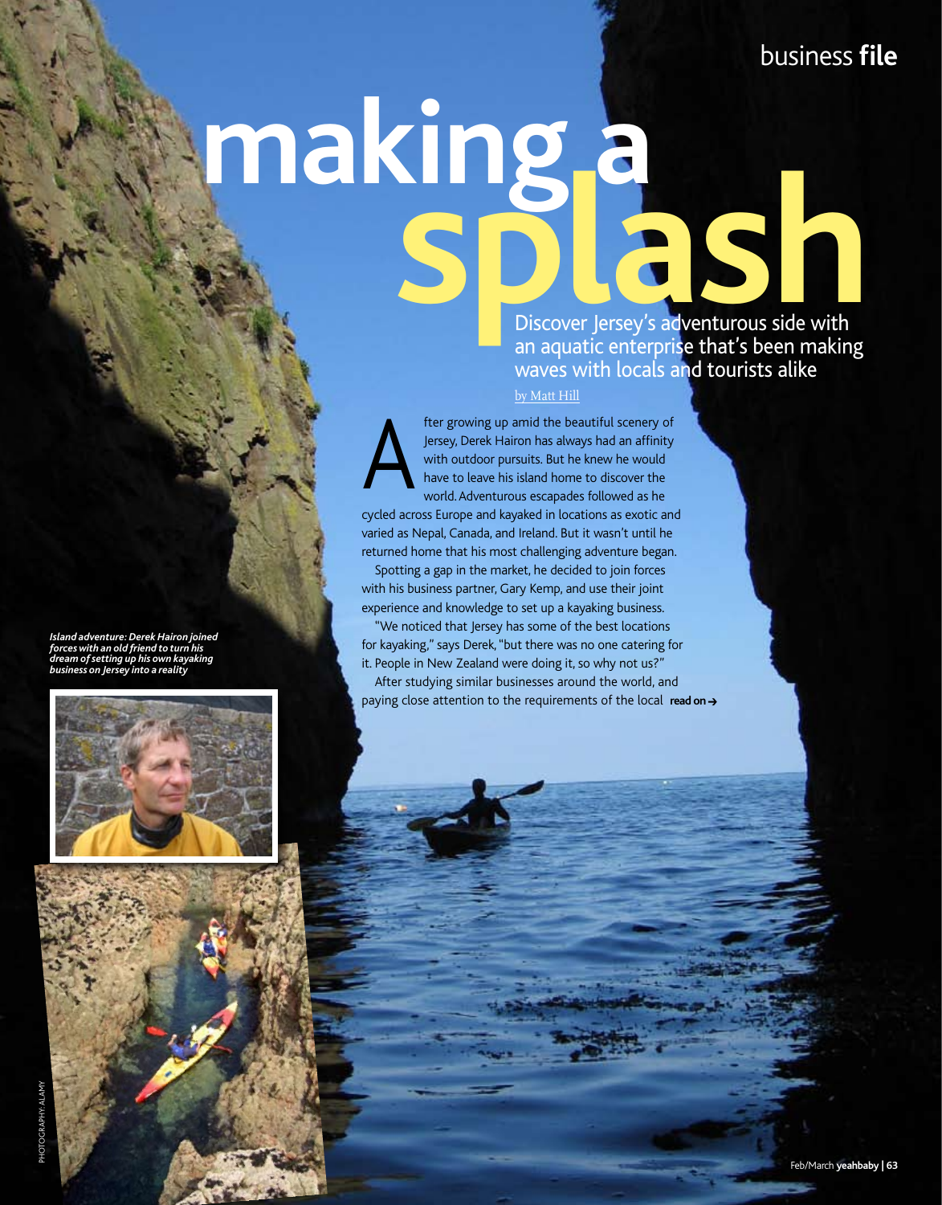# making a splash

## Discover Jersey's adventurous side with an aquatic enterprise that's been making waves with locals and tourists alike

by Matt Hill

After growing up amid the beautiful scenery of Jersey, Derek Hairon has always had an affinity with outdoor pursuits. But he knew he would have to leave his island home to discover the world. Adventurous escapades followed as he cycled across Europe and kayaked in locations as exotic and varied as Nepal, Canada, and Ireland. But it wasn't until he returned home that his most challenging adventure began.

Spotting a gap in the market, he decided to join forces with his business partner, Gary Kemp, and use their joint experience and knowledge to set up a kayaking business.

"We noticed that Jersey has some of the best locations for kayaking," says Derek, "but there was no one catering for it. People in New Zealand were doing it, so why not us?"

After studying similar businesses around the world, and paying close attention to the requirements of the local **read on →**

***Island adventure: Derek Hairon joined forces with an old friend to turn his dream of setting up his own kayaking business on Jersey into a reality***

PHOTOGRAPHY: ALAMY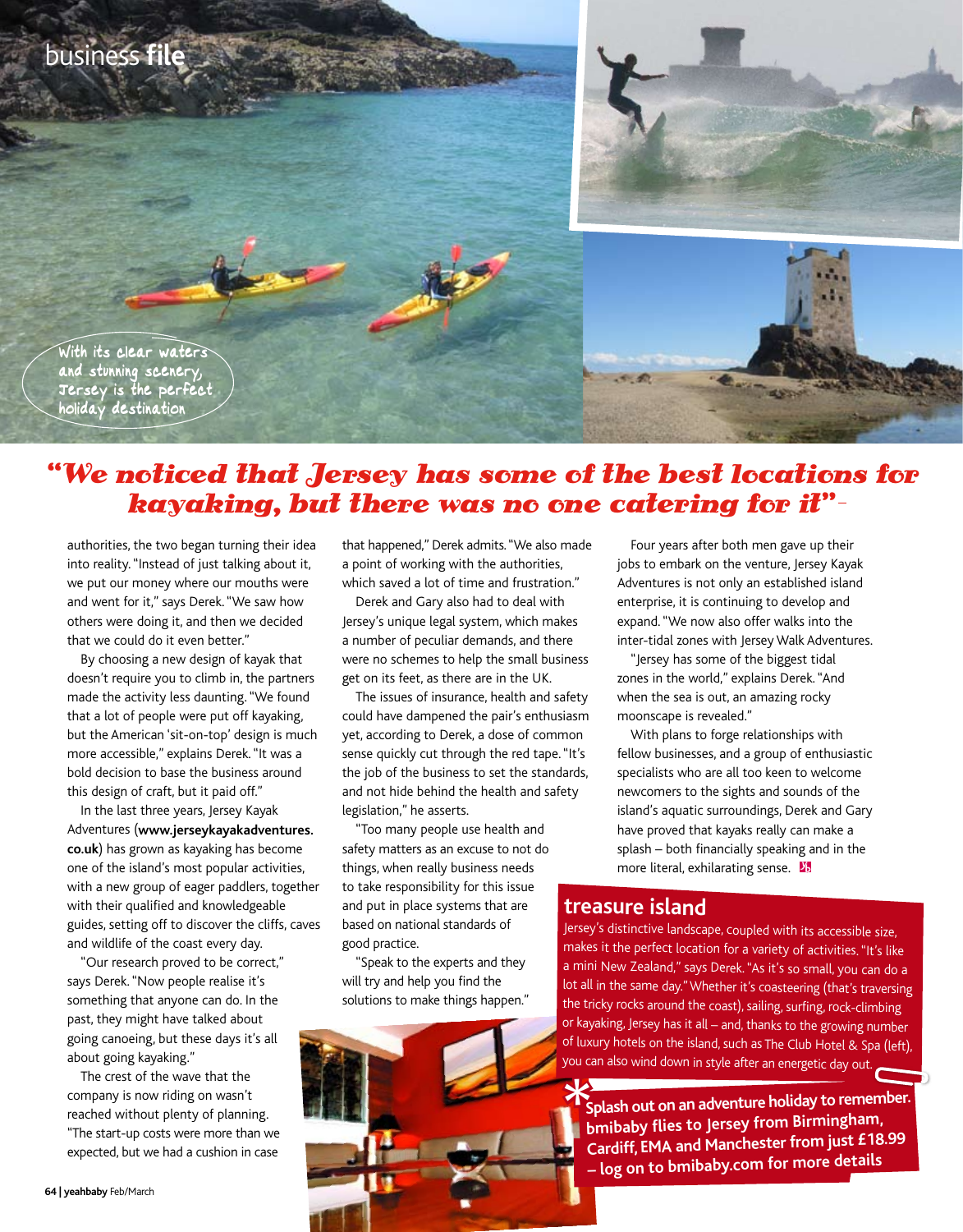With its clear waters and stunning scenery, Jersey is the perfect holiday destination

## *"We noticed that Jersey has some of the best locations for kayaking, but there was no one catering for it"*

authorities, the two began turning their idea into reality. "Instead of just talking about it, we put our money where our mouths were and went for it," says Derek. "We saw how others were doing it, and then we decided that we could do it even better."

By choosing a new design of kayak that doesn't require you to climb in, the partners made the activity less daunting. "We found that a lot of people were put off kayaking, but the American 'sit-on-top' design is much more accessible," explains Derek. "It was a bold decision to base the business around this design of craft, but it paid off."

In the last three years, Jersey Kayak Adventures (**www.jerseykayakadventures.co.uk**) has grown as kayaking has become one of the island's most popular activities, with a new group of eager paddlers, together with their qualified and knowledgeable guides, setting off to discover the cliffs, caves and wildlife of the coast every day.

"Our research proved to be correct," says Derek. "Now people realise it's something that anyone can do. In the past, they might have talked about going canoeing, but these days it's all about going kayaking."

The crest of the wave that the company is now riding on wasn't reached without plenty of planning. "The start-up costs were more than we expected, but we had a cushion in case that happened," Derek admits. "We also made a point of working with the authorities, which saved a lot of time and frustration."

Derek and Gary also had to deal with Jersey's unique legal system, which makes a number of peculiar demands, and there were no schemes to help the small business get on its feet, as there are in the UK.

The issues of insurance, health and safety could have dampened the pair's enthusiasm yet, according to Derek, a dose of common sense quickly cut through the red tape. "It's the job of the business to set the standards, and not hide behind the health and safety legislation," he asserts.

"Too many people use health and safety matters as an excuse to not do things, when really business needs to take responsibility for this issue and put in place systems that are based on national standards of good practice.

"Speak to the experts and they will try and help you find the solutions to make things happen."

Four years after both men gave up their jobs to embark on the venture, Jersey Kayak Adventures is not only an established island enterprise, it is continuing to develop and expand. "We now also offer walks into the inter-tidal zones with Jersey Walk Adventures.

"Jersey has some of the biggest tidal zones in the world," explains Derek. "And when the sea is out, an amazing rocky moonscape is revealed."

With plans to forge relationships with fellow businesses, and a group of enthusiastic specialists who are all too keen to welcome newcomers to the sights and sounds of the island's aquatic surroundings, Derek and Gary have proved that kayaks really can make a splash – both financially speaking and in the more literal, exhilarating sense.

## treasure island

Jersey's distinctive landscape, coupled with its accessible size, makes it the perfect location for a variety of activities. "It's like a mini New Zealand," says Derek. "As it's so small, you can do a lot all in the same day." Whether it's coasteering (that's traversing the tricky rocks around the coast), sailing, surfing, rock-climbing or kayaking, Jersey has it all – and, thanks to the growing number of luxury hotels on the island, such as The Club Hotel & Spa (left), you can also wind down in style after an energetic day out.

**Splash out on an adventure holiday to remember. bmibaby flies to Jersey from Birmingham, Cardiff, EMA and Manchester from just £18.99 – log on to bmibaby.com for more details**